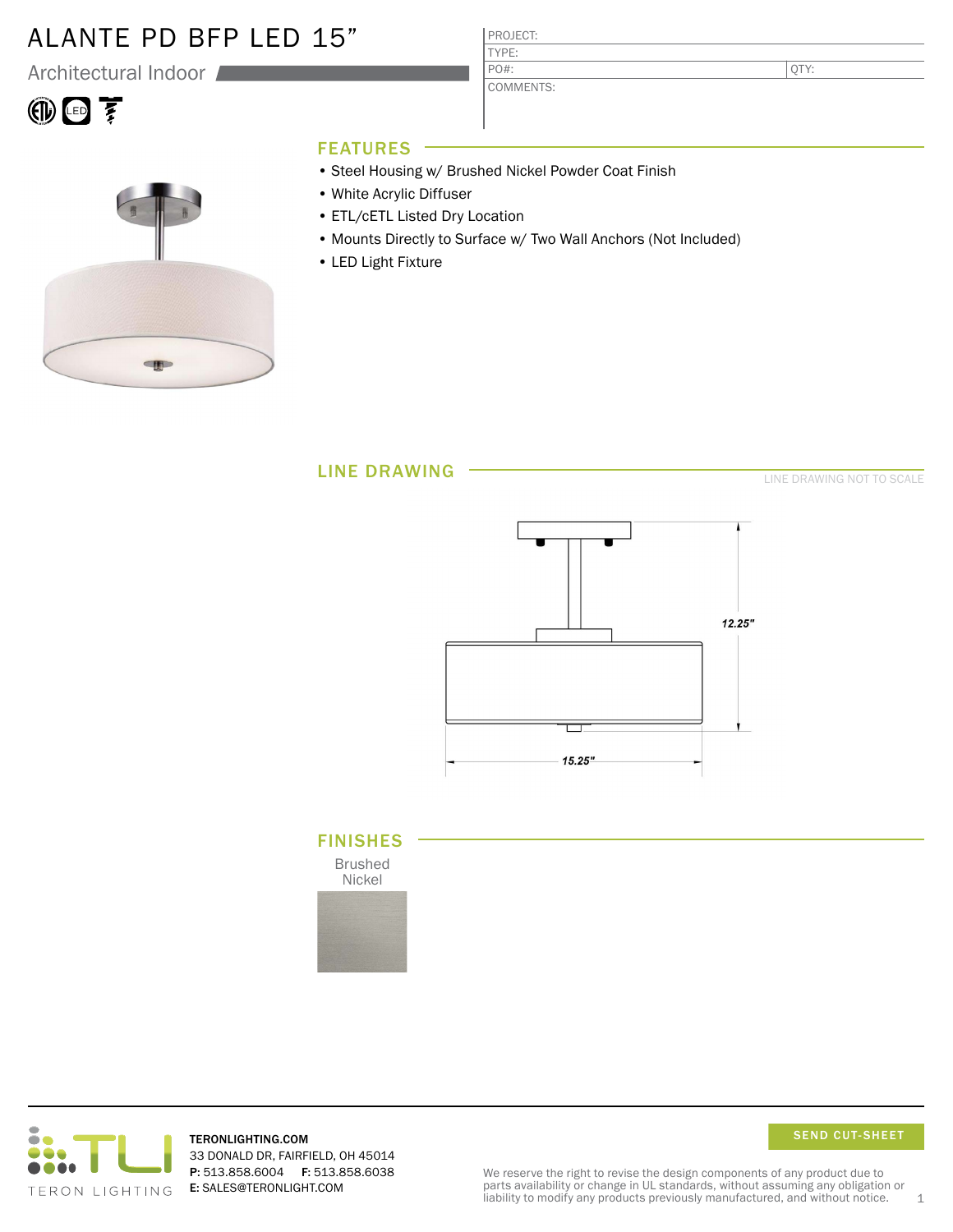# ALANTE PD BFP LED 15”

Architectural Indoor

| PROJECT: | |
|---|---|
| TYPE: | |
| PO#: | QTY: |
| COMMENTS: | |

## FEATURES

- Steel Housing w/ Brushed Nickel Powder Coat Finish
- White Acrylic Diffuser
- ETL/cETL Listed Dry Location
- Mounts Directly to Surface w/ Two Wall Anchors (Not Included)
- LED Light Fixture

## LINE DRAWING

LINE DRAWING NOT TO SCALE

12.25"

15.25"

## FINISHES

Brushed Nickel

TERON LIGHTING

TERONLIGHTING.COM
33 DONALD DR, FAIRFIELD, OH 45014
**P:** 513.858.6004 **F:** 513.858.6038
**E:** SALES@TERONLIGHT.COM

SEND CUT-SHEET

We reserve the right to revise the design components of any product due to parts availability or change in UL standards, without assuming any obligation or liability to modify any products previously manufactured, and without notice.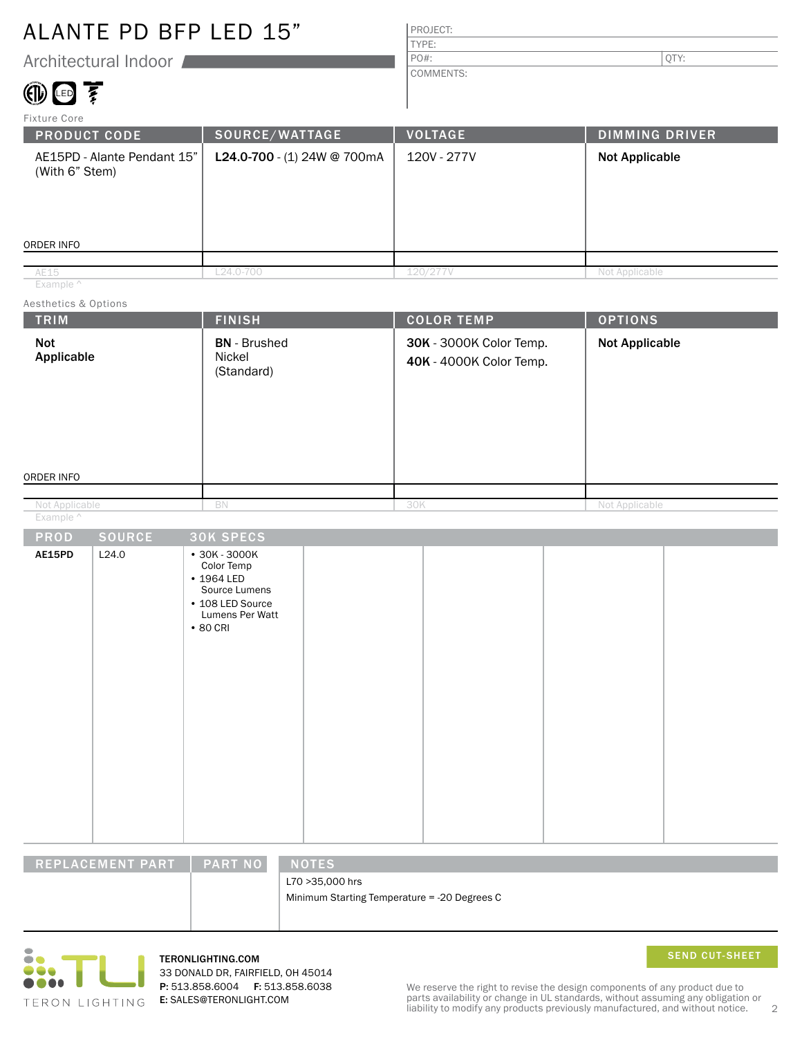# ALANTE PD BFP LED 15”

## Architectural Indoor

| PROJECT: | |
|---|---|
| TYPE: | |
| PO#: | QTY: |
| COMMENTS: | |

Fixture Core

| PRODUCT CODE | SOURCE/WATTAGE | VOLTAGE | DIMMING DRIVER |
|---|---|---|---|
| AE15PD - Alante Pendant 15” (With 6” Stem) | **L24.0-700** - (1) 24W @ 700mA | 120V - 277V | **Not Applicable** |
| ORDER INFO | | | |
| AE15 | L24.0-700 | 120/277V | Not Applicable |

Example ^

Aesthetics & Options

| TRIM | FINISH | COLOR TEMP | OPTIONS |
|---|---|---|---|
| **Not Applicable** | **BN** - Brushed Nickel (Standard) | **30K** - 3000K Color Temp.<br>**40K** - 4000K Color Temp. | **Not Applicable** |
| ORDER INFO | | | |
| Not Applicable | BN | 30K | Not Applicable |

Example ^

| PROD | SOURCE | 30K SPECS |
|---|---|---|
| **AE15PD** | L24.0 | • 30K - 3000K Color Temp<br>• 1964 LED Source Lumens<br>• 108 LED Source Lumens Per Watt<br>• 80 CRI |

| REPLACEMENT PART | PART NO | NOTES |
|---|---|---|
| | | L70 >35,000 hrs<br>Minimum Starting Temperature = -20 Degrees C |

TERON LIGHTING

**TERONLIGHTING.COM**
33 DONALD DR, FAIRFIELD, OH 45014
**P:** 513.858.6004 **F:** 513.858.6038
**E:** SALES@TERONLIGHT.COM

SEND CUT-SHEET

We reserve the right to revise the design components of any product due to parts availability or change in UL standards, without assuming any obligation or liability to modify any products previously manufactured, and without notice.